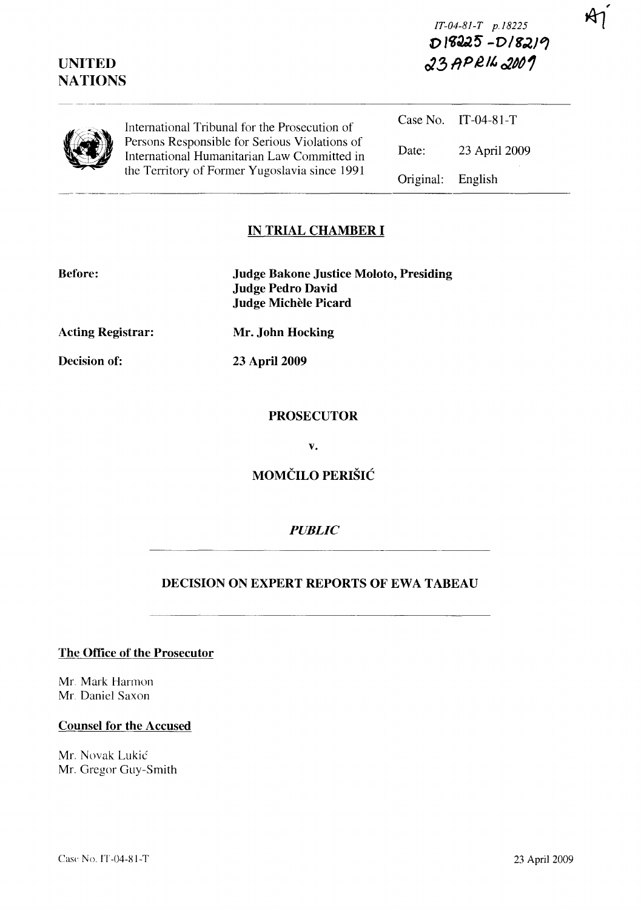IT-04-81-T p.18225
D18225 - D18219
23 APRIL 2009

**UNITED NATIONS**

International Tribunal for the Prosecution of Persons Responsible for Serious Violations of International Humanitarian Law Committed in the Territory of Former Yugoslavia since 1991

| | |
|---|---|
| Case No. | IT-04-81-T |
| Date: | 23 April 2009 |
| Original: | English |

## IN TRIAL CHAMBER I

**Before:** **Judge Bakone Justice Moloto, Presiding**
**Judge Pedro David**
**Judge Michèle Picard**

**Acting Registrar:** **Mr. John Hocking**

**Decision of:** **23 April 2009**

**PROSECUTOR**

**v.**

**MOMČILO PERIŠIĆ**

*PUBLIC*

## DECISION ON EXPERT REPORTS OF EWA TABEAU

**The Office of the Prosecutor**

Mr. Mark Harmon
Mr. Daniel Saxon

**Counsel for the Accused**

Mr. Novak Lukić
Mr. Gregor Guy-Smith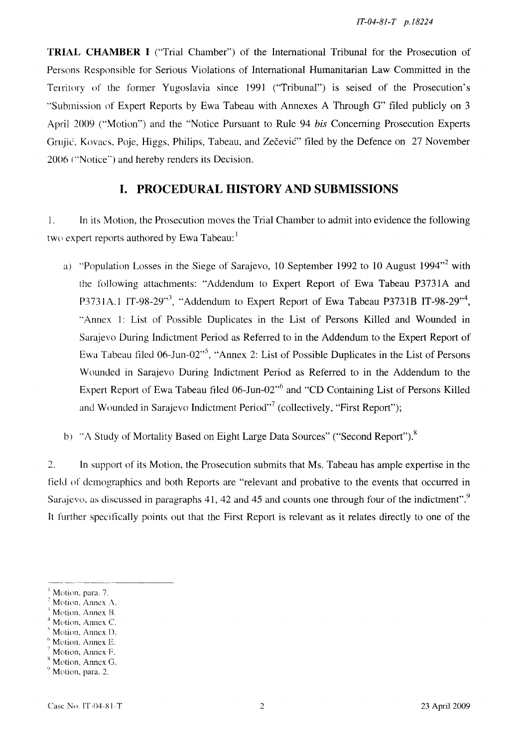**TRIAL CHAMBER I** ("Trial Chamber") of the International Tribunal for the Prosecution of Persons Responsible for Serious Violations of International Humanitarian Law Committed in the Territory of the former Yugoslavia since 1991 ("Tribunal") is seised of the Prosecution's "Submission of Expert Reports by Ewa Tabeau with Annexes A Through G" filed publicly on 3 April 2009 ("Motion") and the "Notice Pursuant to Rule 94 *bis* Concerning Prosecution Experts Grujić, Kovacs, Poje, Higgs, Philips, Tabeau, and Zečević" filed by the Defence on 27 November 2006 ("Notice") and hereby renders its Decision.

## I. PROCEDURAL HISTORY AND SUBMISSIONS

1. In its Motion, the Prosecution moves the Trial Chamber to admit into evidence the following two expert reports authored by Ewa Tabeau:[1]

   a) "Population Losses in the Siege of Sarajevo, 10 September 1992 to 10 August 1994"[2] with the following attachments: "Addendum to Expert Report of Ewa Tabeau P3731A and P3731A.1 IT-98-29"[3], "Addendum to Expert Report of Ewa Tabeau P3731B IT-98-29"[4], "Annex 1: List of Possible Duplicates in the List of Persons Killed and Wounded in Sarajevo During Indictment Period as Referred to in the Addendum to the Expert Report of Ewa Tabeau filed 06-Jun-02"[5], "Annex 2: List of Possible Duplicates in the List of Persons Wounded in Sarajevo During Indictment Period as Referred to in the Addendum to the Expert Report of Ewa Tabeau filed 06-Jun-02"[6] and "CD Containing List of Persons Killed and Wounded in Sarajevo Indictment Period"[7] (collectively, "First Report");

   b) "A Study of Mortality Based on Eight Large Data Sources" ("Second Report").[8]

2. In support of its Motion, the Prosecution submits that Ms. Tabeau has ample expertise in the field of demographics and both Reports are "relevant and probative to the events that occurred in Sarajevo, as discussed in paragraphs 41, 42 and 45 and counts one through four of the indictment".[9] It further specifically points out that the First Report is relevant as it relates directly to one of the

---

[1] Motion, para. 7.
[2] Motion, Annex A.
[3] Motion, Annex B.
[4] Motion, Annex C.
[5] Motion, Annex D.
[6] Motion, Annex E.
[7] Motion, Annex F.
[8] Motion, Annex G.
[9] Motion, para. 2.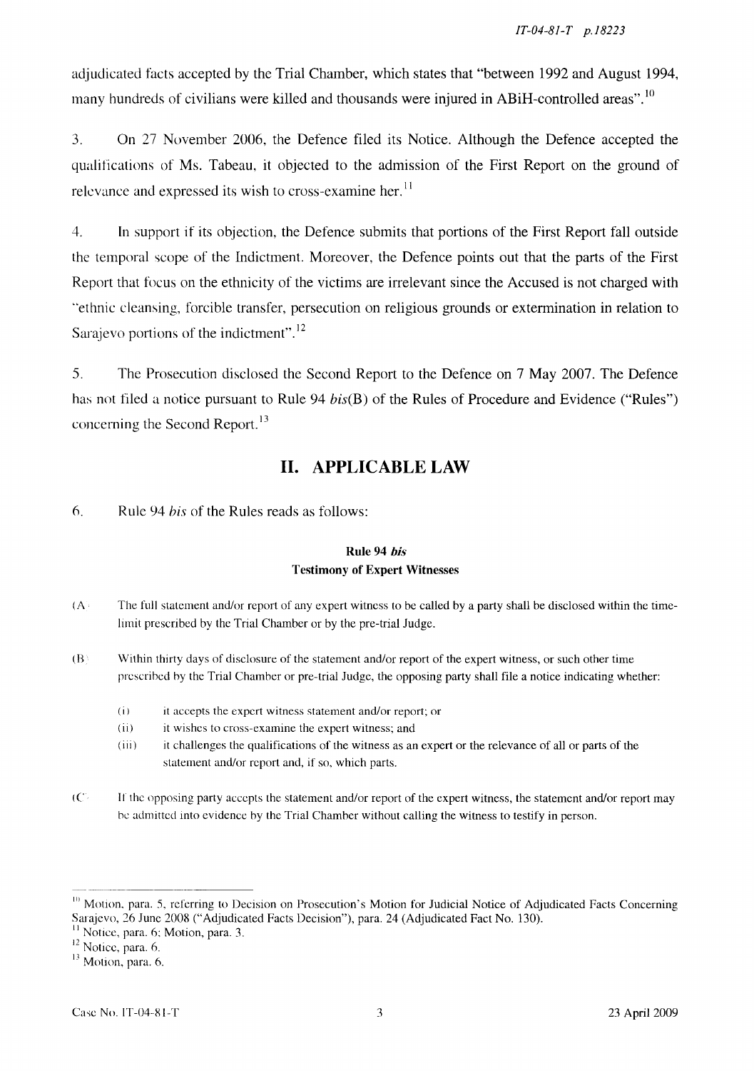adjudicated facts accepted by the Trial Chamber, which states that "between 1992 and August 1994, many hundreds of civilians were killed and thousands were injured in ABiH-controlled areas".[10]

3. On 27 November 2006, the Defence filed its Notice. Although the Defence accepted the qualifications of Ms. Tabeau, it objected to the admission of the First Report on the ground of relevance and expressed its wish to cross-examine her.[11]

4. In support if its objection, the Defence submits that portions of the First Report fall outside the temporal scope of the Indictment. Moreover, the Defence points out that the parts of the First Report that focus on the ethnicity of the victims are irrelevant since the Accused is not charged with "ethnic cleansing, forcible transfer, persecution on religious grounds or extermination in relation to Sarajevo portions of the indictment".[12]

5. The Prosecution disclosed the Second Report to the Defence on 7 May 2007. The Defence has not filed a notice pursuant to Rule 94 *bis*(B) of the Rules of Procedure and Evidence ("Rules") concerning the Second Report.[13]

## II. APPLICABLE LAW

6. Rule 94 *bis* of the Rules reads as follows:

**Rule 94 *bis***
**Testimony of Expert Witnesses**

(A) The full statement and/or report of any expert witness to be called by a party shall be disclosed within the time-limit prescribed by the Trial Chamber or by the pre-trial Judge.

(B) Within thirty days of disclosure of the statement and/or report of the expert witness, or such other time prescribed by the Trial Chamber or pre-trial Judge, the opposing party shall file a notice indicating whether:

(i) it accepts the expert witness statement and/or report; or
(ii) it wishes to cross-examine the expert witness; and
(iii) it challenges the qualifications of the witness as an expert or the relevance of all or parts of the statement and/or report and, if so, which parts.

(C) If the opposing party accepts the statement and/or report of the expert witness, the statement and/or report may be admitted into evidence by the Trial Chamber without calling the witness to testify in person.

---

[10] Motion, para. 5, referring to Decision on Prosecution's Motion for Judicial Notice of Adjudicated Facts Concerning Sarajevo, 26 June 2008 ("Adjudicated Facts Decision"), para. 24 (Adjudicated Fact No. 130).
[11] Notice, para. 6; Motion, para. 3.
[12] Notice, para. 6.
[13] Motion, para. 6.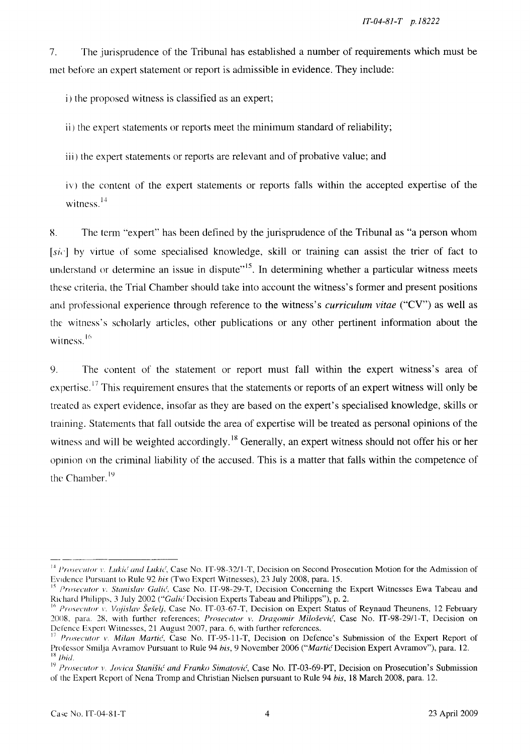7. The jurisprudence of the Tribunal has established a number of requirements which must be met before an expert statement or report is admissible in evidence. They include:

i) the proposed witness is classified as an expert;

ii) the expert statements or reports meet the minimum standard of reliability;

iii) the expert statements or reports are relevant and of probative value; and

iv) the content of the expert statements or reports falls within the accepted expertise of the witness.[14]

8. The term "expert" has been defined by the jurisprudence of the Tribunal as "a person whom [*sic*] by virtue of some specialised knowledge, skill or training can assist the trier of fact to understand or determine an issue in dispute"[15]. In determining whether a particular witness meets these criteria, the Trial Chamber should take into account the witness's former and present positions and professional experience through reference to the witness's *curriculum vitae* ("CV") as well as the witness's scholarly articles, other publications or any other pertinent information about the witness.[16]

9. The content of the statement or report must fall within the expert witness's area of expertise.[17] This requirement ensures that the statements or reports of an expert witness will only be treated as expert evidence, insofar as they are based on the expert's specialised knowledge, skills or training. Statements that fall outside the area of expertise will be treated as personal opinions of the witness and will be weighted accordingly.[18] Generally, an expert witness should not offer his or her opinion on the criminal liability of the accused. This is a matter that falls within the competence of the Chamber.[19]

---

[14] *Prosecutor v. Lukić and Lukić*, Case No. IT-98-32/1-T, Decision on Second Prosecution Motion for the Admission of Evidence Pursuant to Rule 92 *bis* (Two Expert Witnesses), 23 July 2008, para. 15.

[15] *Prosecutor v. Stanislav Galić*, Case No. IT-98-29-T, Decision Concerning the Expert Witnesses Ewa Tabeau and Richard Philipps, 3 July 2002 ("*Galić* Decision Experts Tabeau and Philipps"), p. 2.

[16] *Prosecutor v. Vojislav Šešelj*, Case No. IT-03-67-T, Decision on Expert Status of Reynaud Theunens, 12 February 2008, para. 28, with further references; *Prosecutor v. Dragomir Milošević*, Case No. IT-98-29/1-T, Decision on Defence Expert Witnesses, 21 August 2007, para. 6, with further references.

[17] *Prosecutor v. Milan Martić*, Case No. IT-95-11-T, Decision on Defence's Submission of the Expert Report of Professor Smilja Avramov Pursuant to Rule 94 *bis*, 9 November 2006 ("*Martić* Decision Expert Avramov"), para. 12.

[18] *Ibid.*

[19] *Prosecutor v. Jovica Stanišić and Franko Simatović*, Case No. IT-03-69-PT, Decision on Prosecution's Submission of the Expert Report of Nena Tromp and Christian Nielsen pursuant to Rule 94 *bis*, 18 March 2008, para. 12.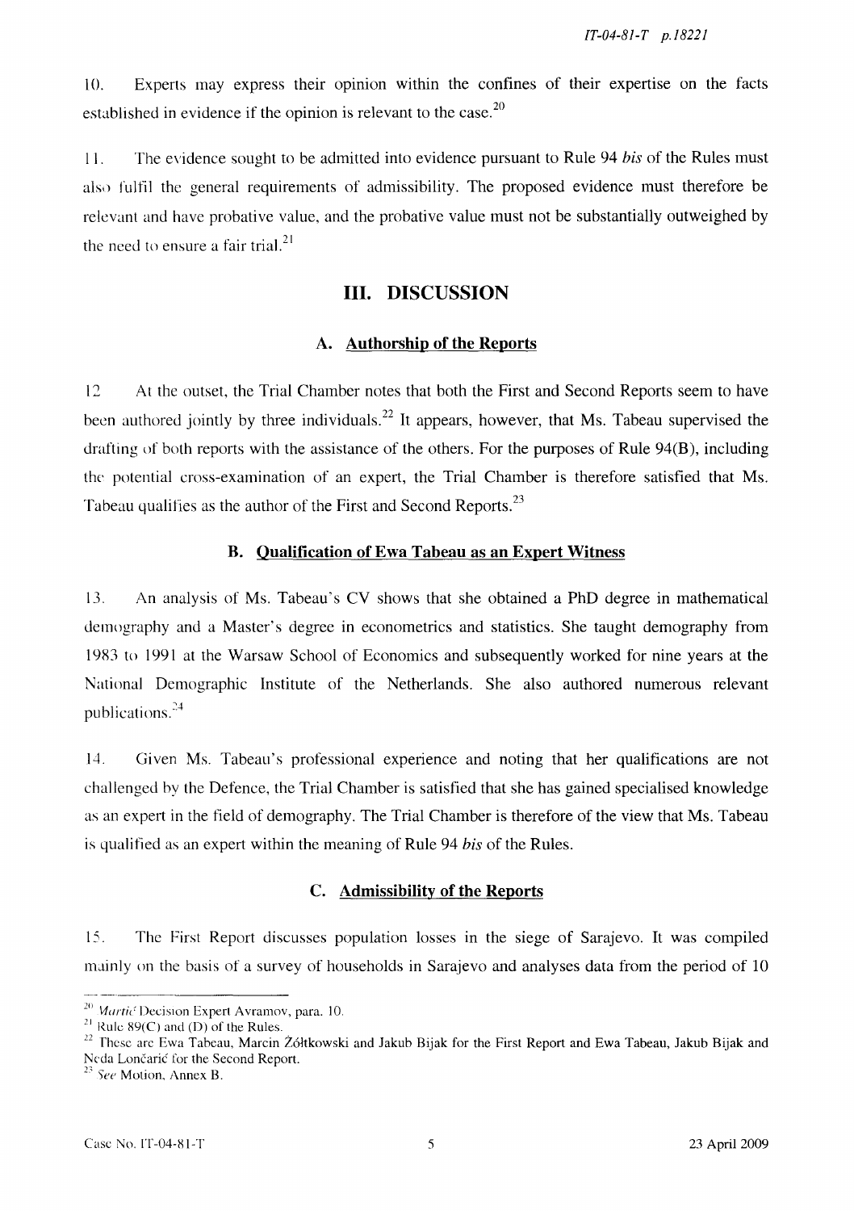10. Experts may express their opinion within the confines of their expertise on the facts established in evidence if the opinion is relevant to the case.[20]

11. The evidence sought to be admitted into evidence pursuant to Rule 94 *bis* of the Rules must also fulfil the general requirements of admissibility. The proposed evidence must therefore be relevant and have probative value, and the probative value must not be substantially outweighed by the need to ensure a fair trial.[21]

## III. DISCUSSION

### A. Authorship of the Reports

12. At the outset, the Trial Chamber notes that both the First and Second Reports seem to have been authored jointly by three individuals.[22] It appears, however, that Ms. Tabeau supervised the drafting of both reports with the assistance of the others. For the purposes of Rule 94(B), including the potential cross-examination of an expert, the Trial Chamber is therefore satisfied that Ms. Tabeau qualifies as the author of the First and Second Reports.[23]

### B. Qualification of Ewa Tabeau as an Expert Witness

13. An analysis of Ms. Tabeau's CV shows that she obtained a PhD degree in mathematical demography and a Master's degree in econometrics and statistics. She taught demography from 1983 to 1991 at the Warsaw School of Economics and subsequently worked for nine years at the National Demographic Institute of the Netherlands. She also authored numerous relevant publications.[24]

14. Given Ms. Tabeau's professional experience and noting that her qualifications are not challenged by the Defence, the Trial Chamber is satisfied that she has gained specialised knowledge as an expert in the field of demography. The Trial Chamber is therefore of the view that Ms. Tabeau is qualified as an expert within the meaning of Rule 94 *bis* of the Rules.

### C. Admissibility of the Reports

15. The First Report discusses population losses in the siege of Sarajevo. It was compiled mainly on the basis of a survey of households in Sarajevo and analyses data from the period of 10

---

[20] *Martić* Decision Expert Avramov, para. 10.

[21] Rule 89(C) and (D) of the Rules.

[22] These are Ewa Tabeau, Marcin Żółtkowski and Jakub Bijak for the First Report and Ewa Tabeau, Jakub Bijak and Neda Lončarić for the Second Report.

[23] *See* Motion, Annex B.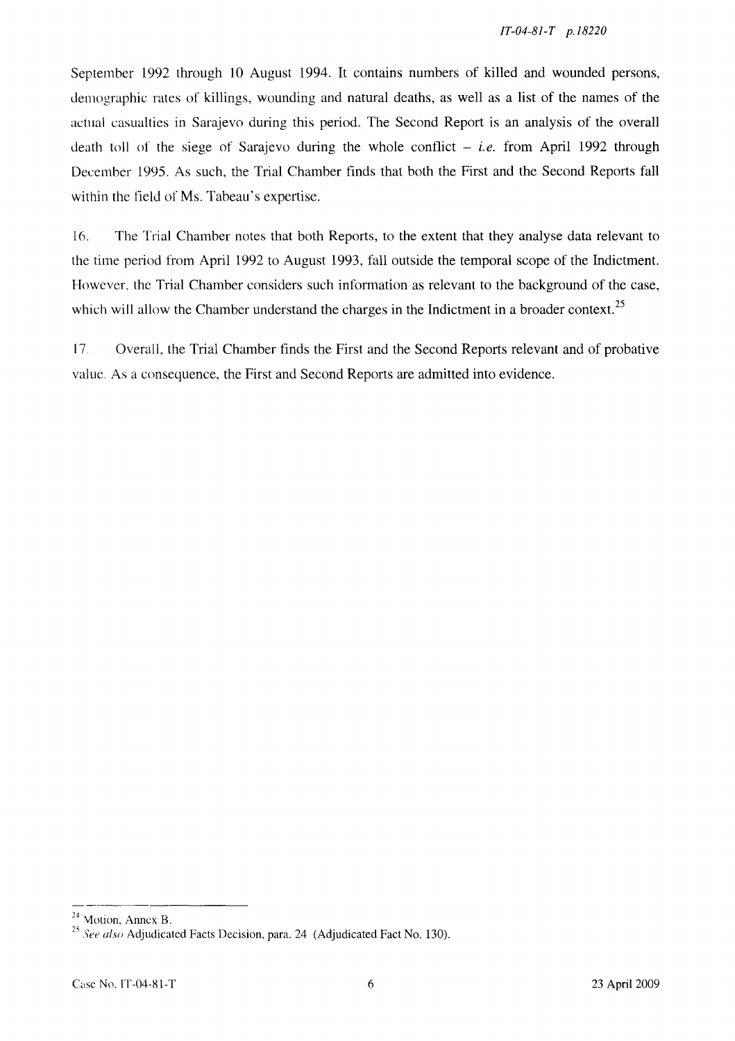September 1992 through 10 August 1994. It contains numbers of killed and wounded persons, demographic rates of killings, wounding and natural deaths, as well as a list of the names of the actual casualties in Sarajevo during this period. The Second Report is an analysis of the overall death toll of the siege of Sarajevo during the whole conflict – *i.e.* from April 1992 through December 1995. As such, the Trial Chamber finds that both the First and the Second Reports fall within the field of Ms. Tabeau's expertise.

16. The Trial Chamber notes that both Reports, to the extent that they analyse data relevant to the time period from April 1992 to August 1993, fall outside the temporal scope of the Indictment. However, the Trial Chamber considers such information as relevant to the background of the case, which will allow the Chamber understand the charges in the Indictment in a broader context.[25]

17. Overall, the Trial Chamber finds the First and the Second Reports relevant and of probative value. As a consequence, the First and Second Reports are admitted into evidence.

---

[24] Motion, Annex B.

[25] *See also* Adjudicated Facts Decision, para. 24 (Adjudicated Fact No. 130).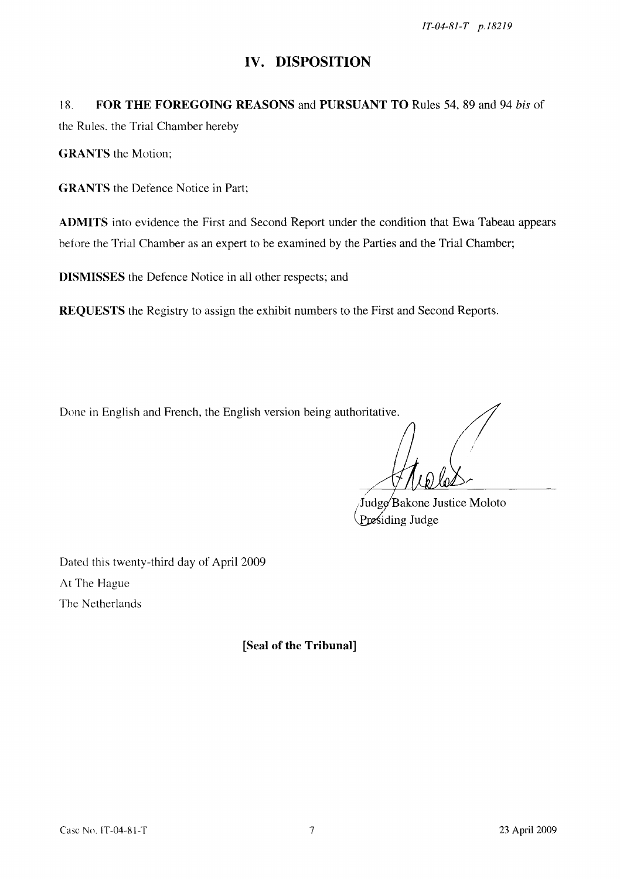# IV. DISPOSITION

18. **FOR THE FOREGOING REASONS** and **PURSUANT TO** Rules 54, 89 and 94 *bis* of the Rules, the Trial Chamber hereby

**GRANTS** the Motion;

**GRANTS** the Defence Notice in Part;

**ADMITS** into evidence the First and Second Report under the condition that Ewa Tabeau appears before the Trial Chamber as an expert to be examined by the Parties and the Trial Chamber;

**DISMISSES** the Defence Notice in all other respects; and

**REQUESTS** the Registry to assign the exhibit numbers to the First and Second Reports.

Done in English and French, the English version being authoritative.

Judge Bakone Justice Moloto
Presiding Judge

Dated this twenty-third day of April 2009
At The Hague
The Netherlands

**[Seal of the Tribunal]**